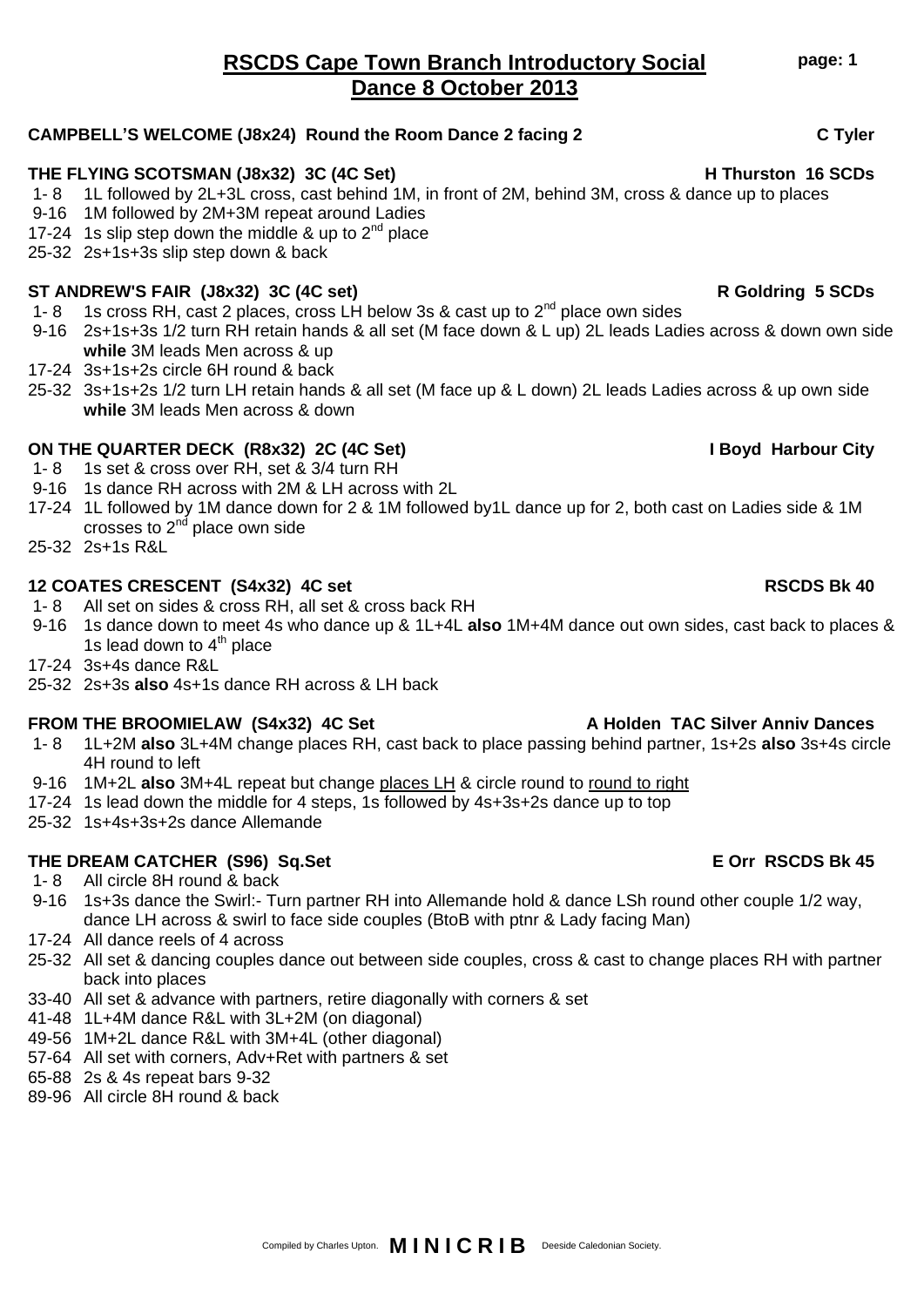# RSCDS Cape Town Branch Introductory Social Dance 8 October 2013

**CAMPBELL'S WELCOME (J8x24) Round the Room Dance 2 facing 2** — **C Tyler**

**THE FLYING SCOTSMAN (J8x32) 3C (4C Set)** — **H Thurston 16 SCDs**

- 1- 8 1L followed by 2L+3L cross, cast behind 1M, in front of 2M, behind 3M, cross & dance up to places
- 9-16 1M followed by 2M+3M repeat around Ladies
- 17-24 1s slip step down the middle & up to 2nd place
- 25-32 2s+1s+3s slip step down & back

**ST ANDREW'S FAIR (J8x32) 3C (4C set)** — **R Goldring 5 SCDs**

- 1- 8 1s cross RH, cast 2 places, cross LH below 3s & cast up to 2nd place own sides
- 9-16 2s+1s+3s 1/2 turn RH retain hands & all set (M face down & L up) 2L leads Ladies across & down own side **while** 3M leads Men across & up
- 17-24 3s+1s+2s circle 6H round & back
- 25-32 3s+1s+2s 1/2 turn LH retain hands & all set (M face up & L down) 2L leads Ladies across & up own side **while** 3M leads Men across & down

**ON THE QUARTER DECK (R8x32) 2C (4C Set)** — **I Boyd Harbour City**

- 1- 8 1s set & cross over RH, set & 3/4 turn RH
- 9-16 1s dance RH across with 2M & LH across with 2L
- 17-24 1L followed by 1M dance down for 2 & 1M followed by1L dance up for 2, both cast on Ladies side & 1M crosses to 2nd place own side
- 25-32 2s+1s R&L

**12 COATES CRESCENT (S4x32) 4C set** — **RSCDS Bk 40**

- 1- 8 All set on sides & cross RH, all set & cross back RH
- 9-16 1s dance down to meet 4s who dance up & 1L+4L **also** 1M+4M dance out own sides, cast back to places & 1s lead down to 4th place
- 17-24 3s+4s dance R&L
- 25-32 2s+3s **also** 4s+1s dance RH across & LH back

**FROM THE BROOMIELAW (S4x32) 4C Set** — **A Holden TAC Silver Anniv Dances**

- 1- 8 1L+2M **also** 3L+4M change places RH, cast back to place passing behind partner, 1s+2s **also** 3s+4s circle 4H round to left
- 9-16 1M+2L **also** 3M+4L repeat but change places LH & circle round to round to right
- 17-24 1s lead down the middle for 4 steps, 1s followed by 4s+3s+2s dance up to top
- 25-32 1s+4s+3s+2s dance Allemande

**THE DREAM CATCHER (S96) Sq.Set** — **E Orr RSCDS Bk 45**

- 1- 8 All circle 8H round & back
- 9-16 1s+3s dance the Swirl:- Turn partner RH into Allemande hold & dance LSh round other couple 1/2 way, dance LH across & swirl to face side couples (BtoB with ptnr & Lady facing Man)
- 17-24 All dance reels of 4 across
- 25-32 All set & dancing couples dance out between side couples, cross & cast to change places RH with partner back into places
- 33-40 All set & advance with partners, retire diagonally with corners & set
- 41-48 1L+4M dance R&L with 3L+2M (on diagonal)
- 49-56 1M+2L dance R&L with 3M+4L (other diagonal)
- 57-64 All set with corners, Adv+Ret with partners & set
- 65-88 2s & 4s repeat bars 9-32
- 89-96 All circle 8H round & back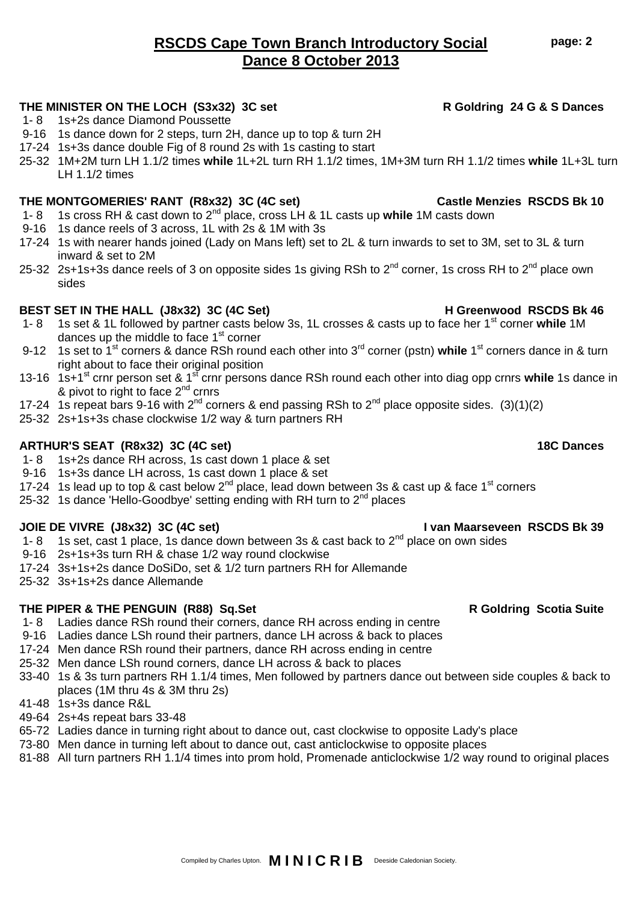# RSCDS Cape Town Branch Introductory Social Dance 8 October 2013

**THE MINISTER ON THE LOCH (S3x32) 3C set** **R Goldring 24 G & S Dances**

- 1- 8 1s+2s dance Diamond Poussette
- 9-16 1s dance down for 2 steps, turn 2H, dance up to top & turn 2H
- 17-24 1s+3s dance double Fig of 8 round 2s with 1s casting to start
- 25-32 1M+2M turn LH 1.1/2 times **while** 1L+2L turn RH 1.1/2 times, 1M+3M turn RH 1.1/2 times **while** 1L+3L turn LH 1.1/2 times

**THE MONTGOMERIES' RANT (R8x32) 3C (4C set)** **Castle Menzies RSCDS Bk 10**

- 1- 8 1s cross RH & cast down to 2nd place, cross LH & 1L casts up **while** 1M casts down
- 9-16 1s dance reels of 3 across, 1L with 2s & 1M with 3s
- 17-24 1s with nearer hands joined (Lady on Mans left) set to 2L & turn inwards to set to 3M, set to 3L & turn inward & set to 2M
- 25-32 2s+1s+3s dance reels of 3 on opposite sides 1s giving RSh to 2nd corner, 1s cross RH to 2nd place own sides

**BEST SET IN THE HALL (J8x32) 3C (4C Set)** **H Greenwood RSCDS Bk 46**

- 1- 8 1s set & 1L followed by partner casts below 3s, 1L crosses & casts up to face her 1st corner **while** 1M dances up the middle to face 1st corner
- 9-12 1s set to 1st corners & dance RSh round each other into 3rd corner (pstn) **while** 1st corners dance in & turn right about to face their original position
- 13-16 1s+1st crnr person set & 1st crnr persons dance RSh round each other into diag opp crnrs **while** 1s dance in & pivot to right to face 2nd crnrs
- 17-24 1s repeat bars 9-16 with 2nd corners & end passing RSh to 2nd place opposite sides. (3)(1)(2)
- 25-32 2s+1s+3s chase clockwise 1/2 way & turn partners RH

**ARTHUR'S SEAT (R8x32) 3C (4C set)** **18C Dances**

- 1- 8 1s+2s dance RH across, 1s cast down 1 place & set
- 9-16 1s+3s dance LH across, 1s cast down 1 place & set
- 17-24 1s lead up to top & cast below 2nd place, lead down between 3s & cast up & face 1st corners
- 25-32 1s dance 'Hello-Goodbye' setting ending with RH turn to 2nd places

**JOIE DE VIVRE (J8x32) 3C (4C set)** **I van Maarseveen RSCDS Bk 39**

- 1- 8 1s set, cast 1 place, 1s dance down between 3s & cast back to 2nd place on own sides
- 9-16 2s+1s+3s turn RH & chase 1/2 way round clockwise
- 17-24 3s+1s+2s dance DoSiDo, set & 1/2 turn partners RH for Allemande
- 25-32 3s+1s+2s dance Allemande

**THE PIPER & THE PENGUIN (R88) Sq.Set** **R Goldring Scotia Suite**

- 1- 8 Ladies dance RSh round their corners, dance RH across ending in centre
- 9-16 Ladies dance LSh round their partners, dance LH across & back to places
- 17-24 Men dance RSh round their partners, dance RH across ending in centre
- 25-32 Men dance LSh round corners, dance LH across & back to places
- 33-40 1s & 3s turn partners RH 1.1/4 times, Men followed by partners dance out between side couples & back to places (1M thru 4s & 3M thru 2s)
- 41-48 1s+3s dance R&L
- 49-64 2s+4s repeat bars 33-48
- 65-72 Ladies dance in turning right about to dance out, cast clockwise to opposite Lady's place
- 73-80 Men dance in turning left about to dance out, cast anticlockwise to opposite places
- 81-88 All turn partners RH 1.1/4 times into prom hold, Promenade anticlockwise 1/2 way round to original places

Compiled by Charles Upton. **MINICRIB** Deeside Caledonian Society.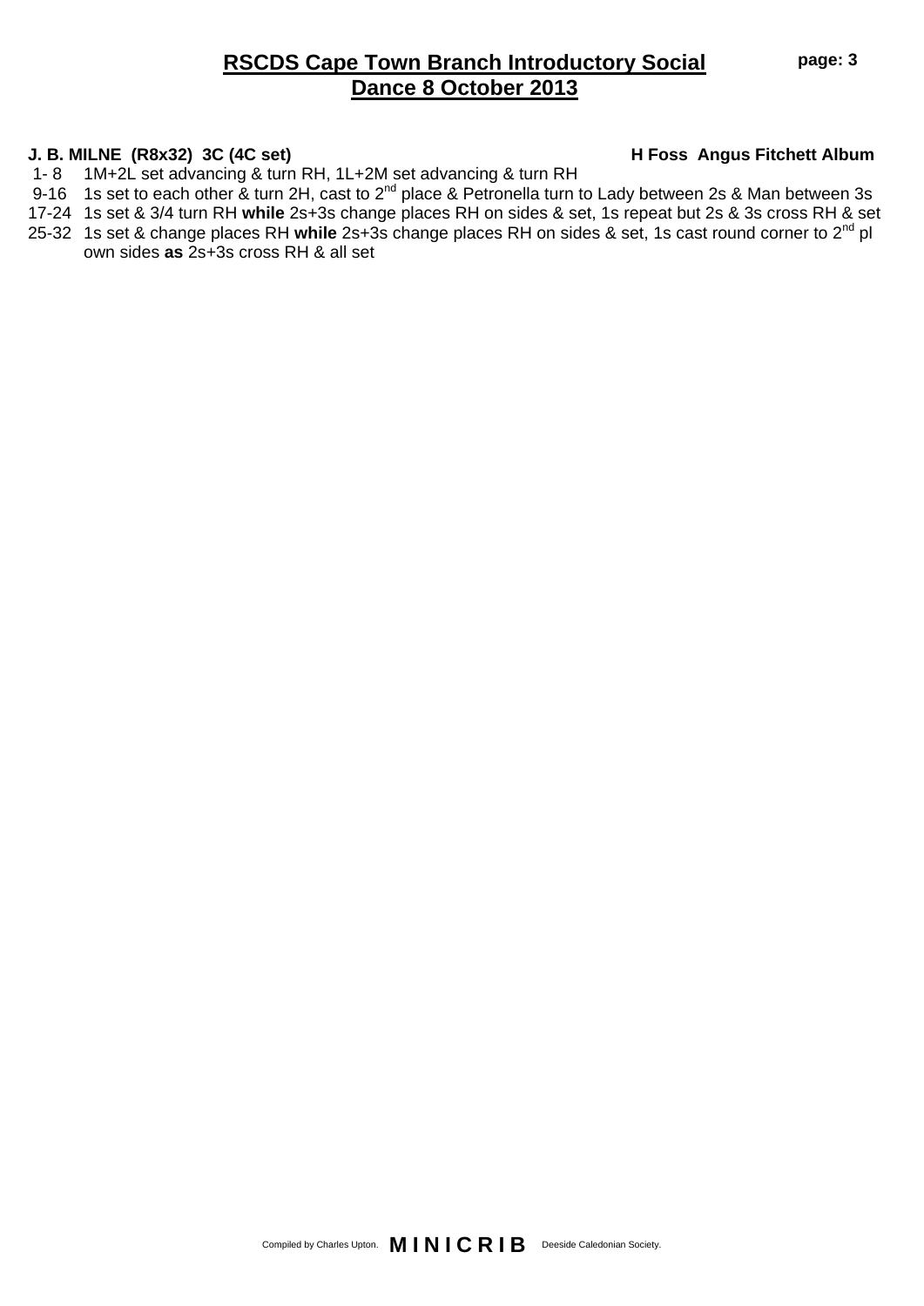# RSCDS Cape Town Branch Introductory Social Dance 8 October 2013

**J. B. MILNE (R8x32) 3C (4C set)** **H Foss Angus Fitchett Album**

1- 8 1M+2L set advancing & turn RH, 1L+2M set advancing & turn RH

9-16 1s set to each other & turn 2H, cast to 2nd place & Petronella turn to Lady between 2s & Man between 3s

17-24 1s set & 3/4 turn RH **while** 2s+3s change places RH on sides & set, 1s repeat but 2s & 3s cross RH & set

25-32 1s set & change places RH **while** 2s+3s change places RH on sides & set, 1s cast round corner to 2nd pl own sides **as** 2s+3s cross RH & all set

Compiled by Charles Upton. **MINICRIB** Deeside Caledonian Society.